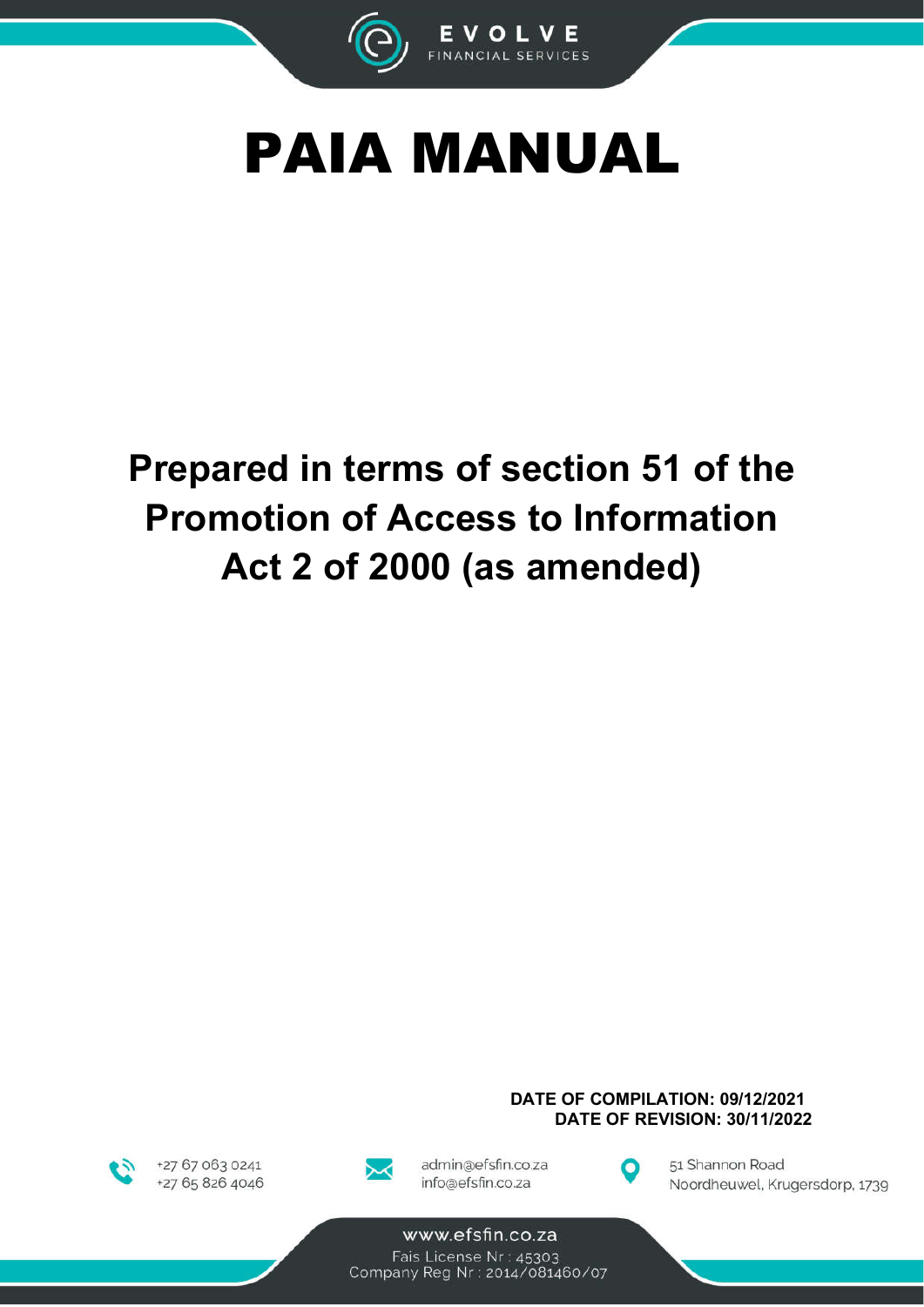EVOLVE
FINANCIAL SERVICES

# PAIA MANUAL

## Prepared in terms of section 51 of the Promotion of Access to Information Act 2 of 2000 (as amended)

**DATE OF COMPILATION: 09/12/2021**
**DATE OF REVISION: 30/11/2022**

+27 67 063 0241
+27 65 826 4046

admin@efsfin.co.za
info@efsfin.co.za

51 Shannon Road
Noordheuwel, Krugersdorp, 1739

www.efsfin.co.za
Fais License Nr : 45303
Company Reg Nr : 2014/081460/07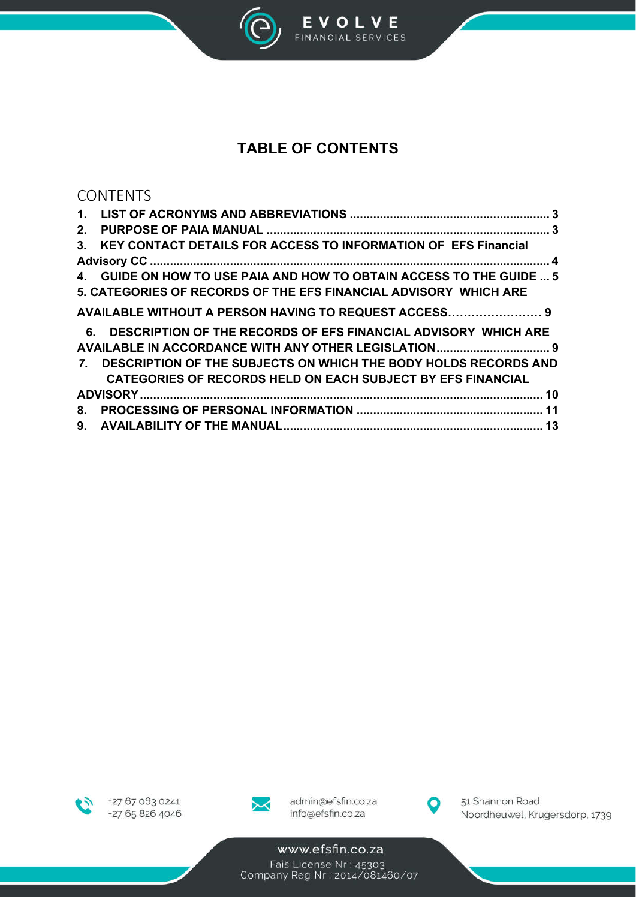# TABLE OF CONTENTS

CONTENTS

**1. LIST OF ACRONYMS AND ABBREVIATIONS ............................................................ 3**
**2. PURPOSE OF PAIA MANUAL ..................................................................................... 3**
**3. KEY CONTACT DETAILS FOR ACCESS TO INFORMATION OF EFS Financial Advisory CC .......................................................................................................................... 4**
**4. GUIDE ON HOW TO USE PAIA AND HOW TO OBTAIN ACCESS TO THE GUIDE ... 5**
**5. CATEGORIES OF RECORDS OF THE EFS FINANCIAL ADVISORY WHICH ARE AVAILABLE WITHOUT A PERSON HAVING TO REQUEST ACCESS…………………… 9**
**6. DESCRIPTION OF THE RECORDS OF EFS FINANCIAL ADVISORY WHICH ARE AVAILABLE IN ACCORDANCE WITH ANY OTHER LEGISLATION.................................. 9**
***7.*** **DESCRIPTION OF THE SUBJECTS ON WHICH THE BODY HOLDS RECORDS AND CATEGORIES OF RECORDS HELD ON EACH SUBJECT BY EFS FINANCIAL ADVISORY........................................................................................................................ 10**
**8. PROCESSING OF PERSONAL INFORMATION ........................................................ 11**
**9. AVAILABILITY OF THE MANUAL.............................................................................. 13**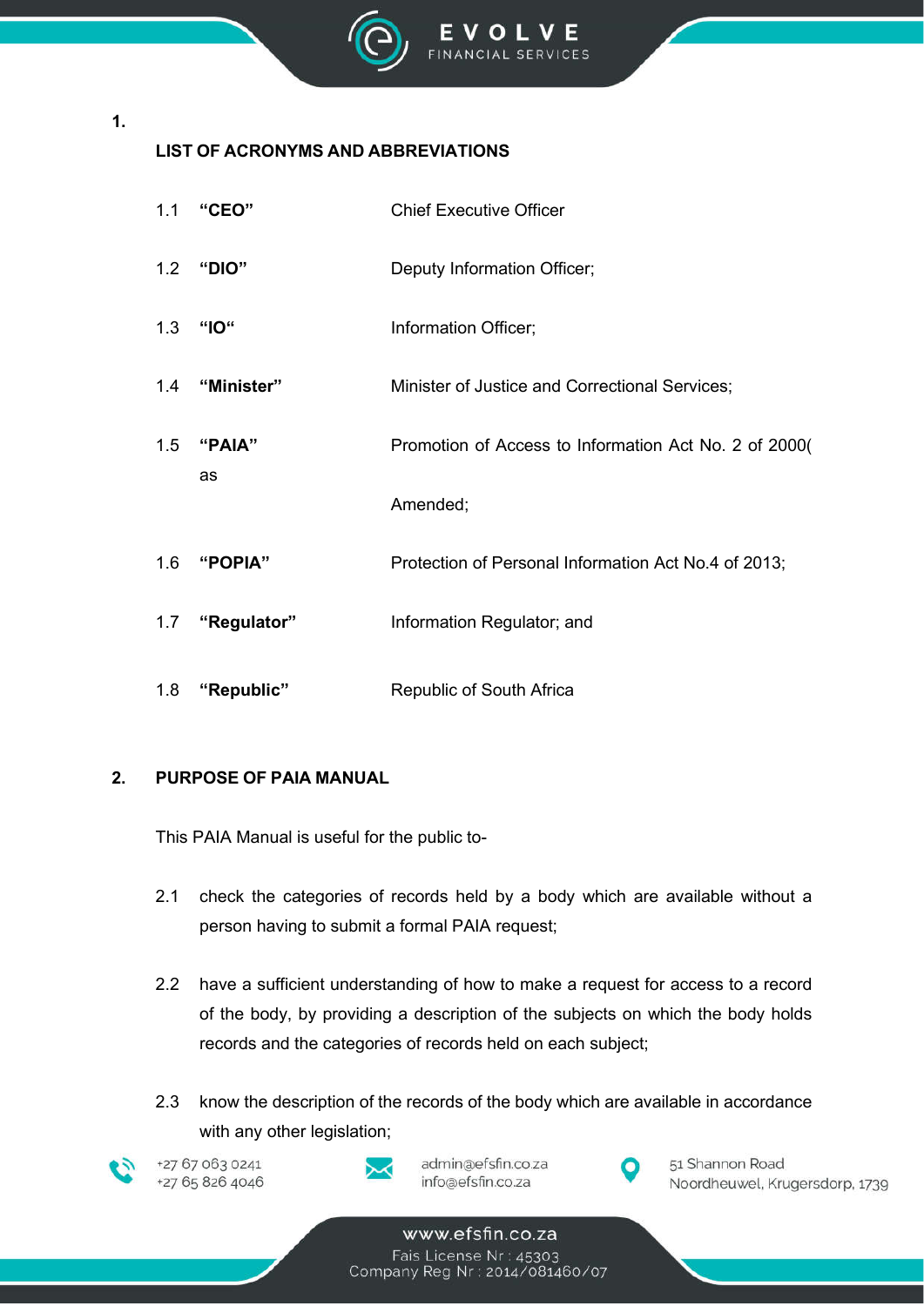## 1. LIST OF ACRONYMS AND ABBREVIATIONS

1.1 **"CEO"** Chief Executive Officer

1.2 **"DIO"** Deputy Information Officer;

1.3 **"IO"** Information Officer;

1.4 **"Minister"** Minister of Justice and Correctional Services;

1.5 **"PAIA"** Promotion of Access to Information Act No. 2 of 2000( as Amended;

1.6 **"POPIA"** Protection of Personal Information Act No.4 of 2013;

1.7 **"Regulator"** Information Regulator; and

1.8 **"Republic"** Republic of South Africa

## 2. PURPOSE OF PAIA MANUAL

This PAIA Manual is useful for the public to-

2.1 check the categories of records held by a body which are available without a person having to submit a formal PAIA request;

2.2 have a sufficient understanding of how to make a request for access to a record of the body, by providing a description of the subjects on which the body holds records and the categories of records held on each subject;

2.3 know the description of the records of the body which are available in accordance with any other legislation;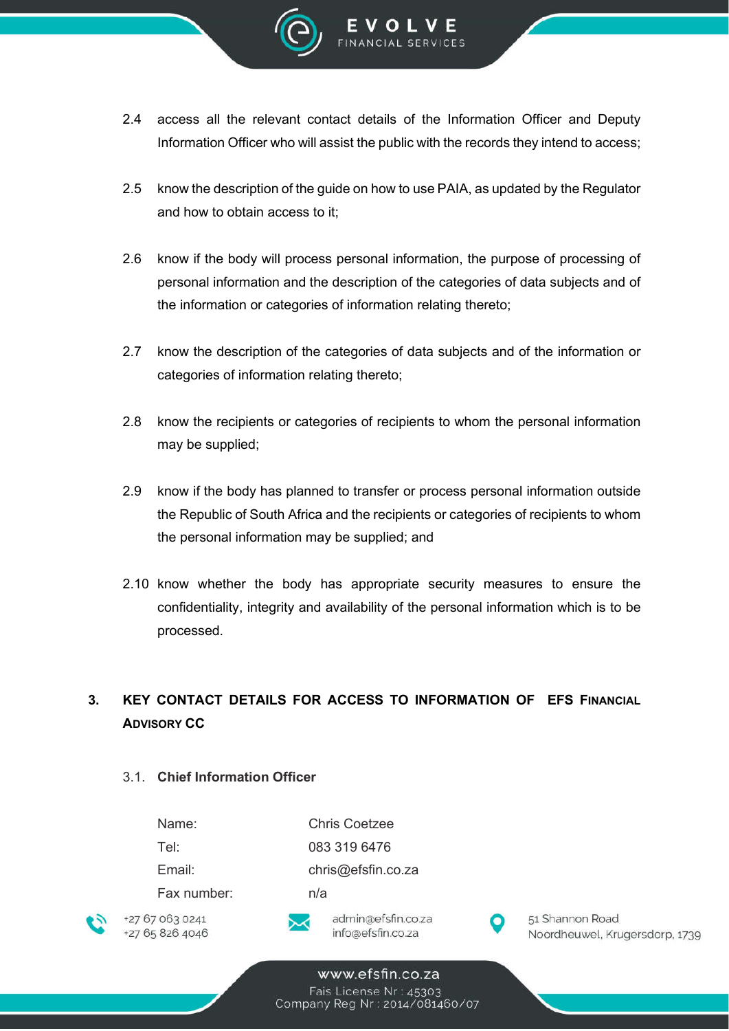2.4 access all the relevant contact details of the Information Officer and Deputy Information Officer who will assist the public with the records they intend to access;

2.5 know the description of the guide on how to use PAIA, as updated by the Regulator and how to obtain access to it;

2.6 know if the body will process personal information, the purpose of processing of personal information and the description of the categories of data subjects and of the information or categories of information relating thereto;

2.7 know the description of the categories of data subjects and of the information or categories of information relating thereto;

2.8 know the recipients or categories of recipients to whom the personal information may be supplied;

2.9 know if the body has planned to transfer or process personal information outside the Republic of South Africa and the recipients or categories of recipients to whom the personal information may be supplied; and

2.10 know whether the body has appropriate security measures to ensure the confidentiality, integrity and availability of the personal information which is to be processed.

## 3. KEY CONTACT DETAILS FOR ACCESS TO INFORMATION OF EFS FINANCIAL ADVISORY CC

### 3.1. Chief Information Officer

| | |
|---|---|
| Name: | Chris Coetzee |
| Tel: | 083 319 6476 |
| Email: | chris@efsfin.co.za |
| Fax number: | n/a |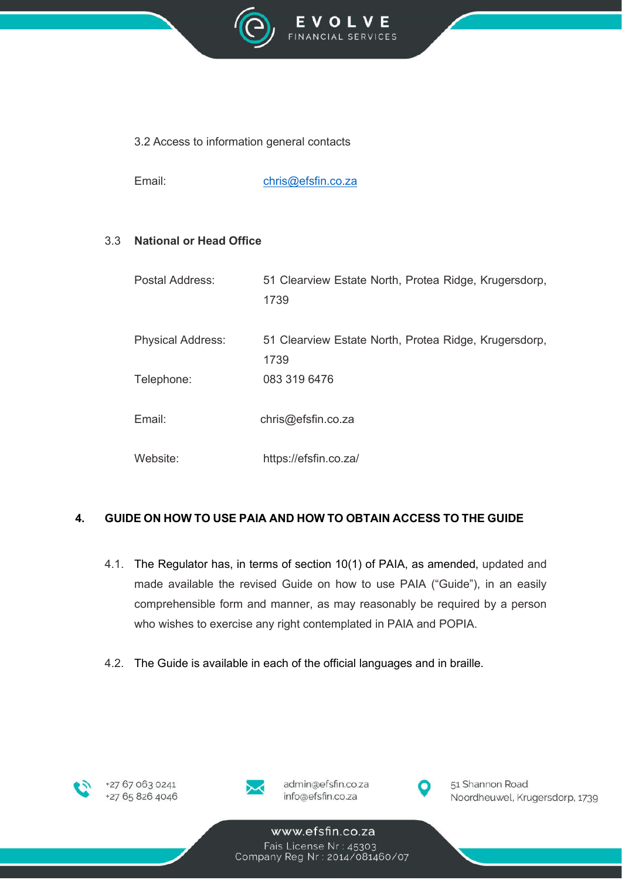3.2 Access to information general contacts

| | |
|---|---|
| Email: | chris@efsfin.co.za |

3.3 **National or Head Office**

| | |
|---|---|
| Postal Address: | 51 Clearview Estate North, Protea Ridge, Krugersdorp, 1739 |
| Physical Address: | 51 Clearview Estate North, Protea Ridge, Krugersdorp, 1739 |
| Telephone: | 083 319 6476 |
| Email: | chris@efsfin.co.za |
| Website: | https://efsfin.co.za/ |

## 4. GUIDE ON HOW TO USE PAIA AND HOW TO OBTAIN ACCESS TO THE GUIDE

4.1. The Regulator has, in terms of section 10(1) of PAIA, as amended, updated and made available the revised Guide on how to use PAIA ("Guide"), in an easily comprehensible form and manner, as may reasonably be required by a person who wishes to exercise any right contemplated in PAIA and POPIA.

4.2. The Guide is available in each of the official languages and in braille.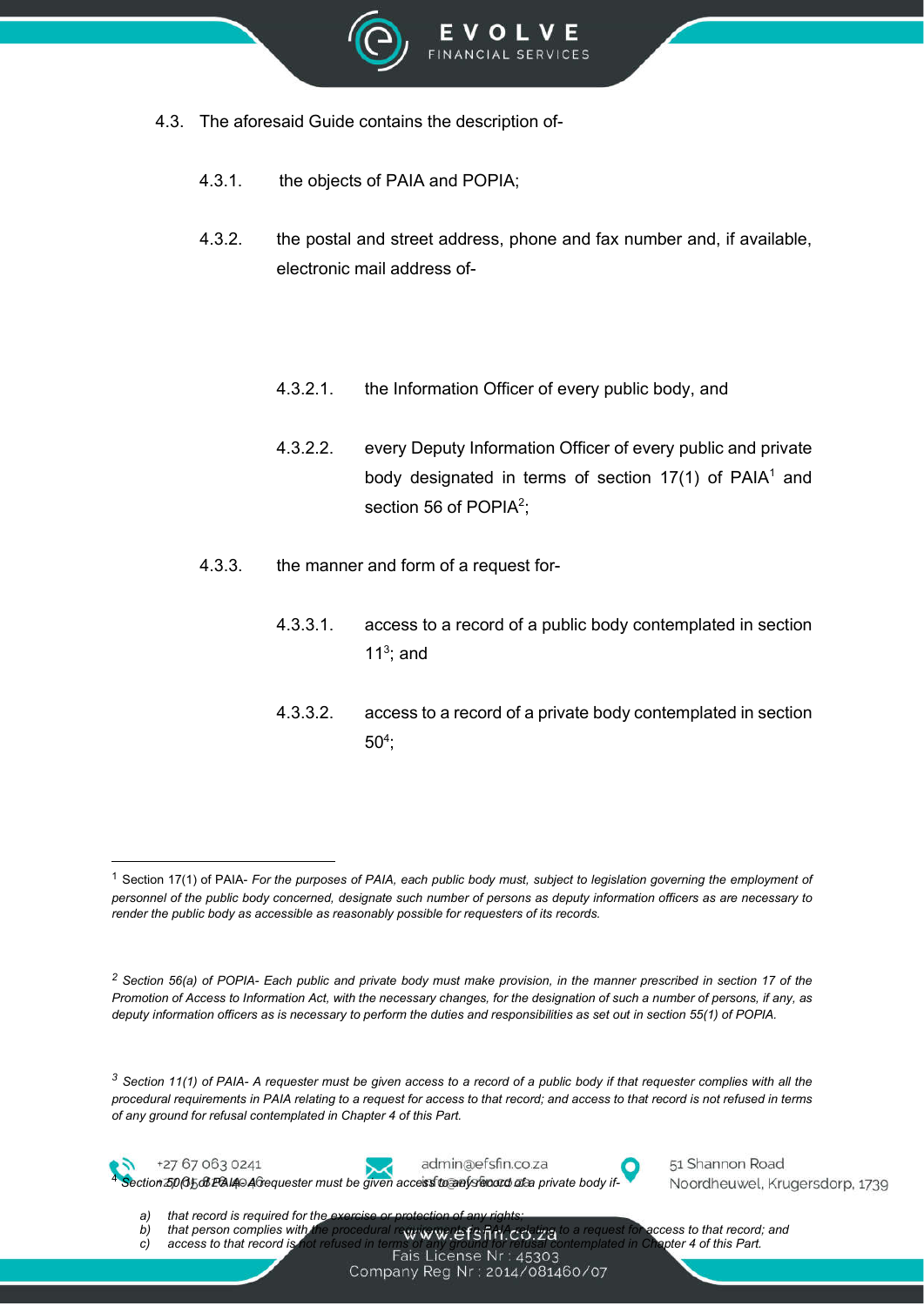4.3. The aforesaid Guide contains the description of-

4.3.1. the objects of PAIA and POPIA;

4.3.2. the postal and street address, phone and fax number and, if available, electronic mail address of-

4.3.2.1. the Information Officer of every public body, and

4.3.2.2. every Deputy Information Officer of every public and private body designated in terms of section 17(1) of PAIA[1] and section 56 of POPIA[2];

4.3.3. the manner and form of a request for-

4.3.3.1. access to a record of a public body contemplated in section 11[3]; and

4.3.3.2. access to a record of a private body contemplated in section 50[4];

---

[1] Section 17(1) of PAIA- *For the purposes of PAIA, each public body must, subject to legislation governing the employment of personnel of the public body concerned, designate such number of persons as deputy information officers as are necessary to render the public body as accessible as reasonably possible for requesters of its records.*

[2] *Section 56(a) of POPIA- Each public and private body must make provision, in the manner prescribed in section 17 of the Promotion of Access to Information Act, with the necessary changes, for the designation of such a number of persons, if any, as deputy information officers as is necessary to perform the duties and responsibilities as set out in section 55(1) of POPIA.*

[3] *Section 11(1) of PAIA- A requester must be given access to a record of a public body if that requester complies with all the procedural requirements in PAIA relating to a request for access to that record; and access to that record is not refused in terms of any ground for refusal contemplated in Chapter 4 of this Part.*

[4] *Section 50(1) of PAIA- A requester must be given access to any record of a private body if-*

*a) that record is required for the exercise or protection of any rights;*
*b) that person complies with the procedural requirements in PAIA relating to a request for access to that record; and*
*c) access to that record is not refused in terms of any ground for refusal contemplated in Chapter 4 of this Part.*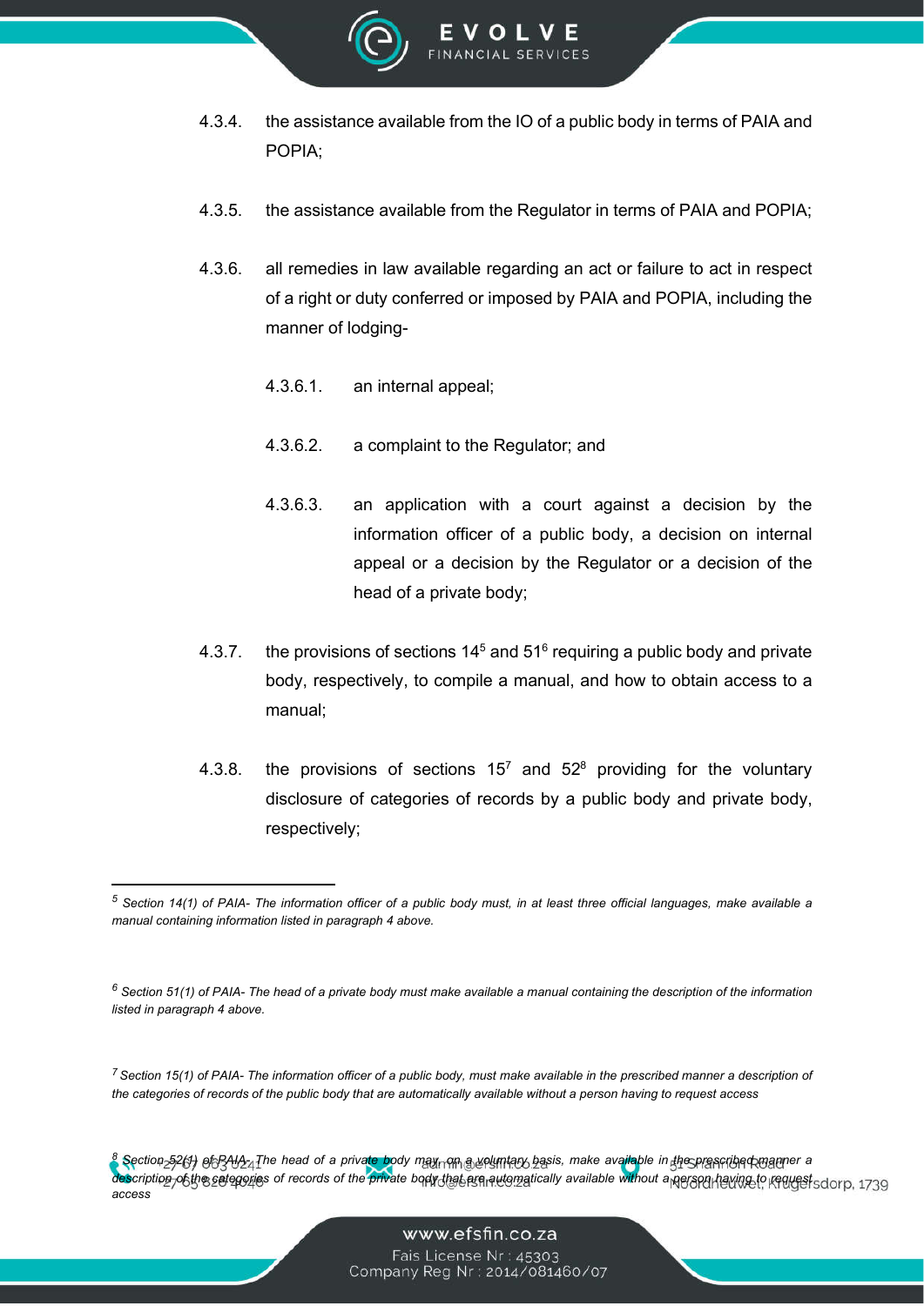4.3.4. the assistance available from the IO of a public body in terms of PAIA and POPIA;

4.3.5. the assistance available from the Regulator in terms of PAIA and POPIA;

4.3.6. all remedies in law available regarding an act or failure to act in respect of a right or duty conferred or imposed by PAIA and POPIA, including the manner of lodging-

4.3.6.1. an internal appeal;

4.3.6.2. a complaint to the Regulator; and

4.3.6.3. an application with a court against a decision by the information officer of a public body, a decision on internal appeal or a decision by the Regulator or a decision of the head of a private body;

4.3.7. the provisions of sections 14[5] and 51[6] requiring a public body and private body, respectively, to compile a manual, and how to obtain access to a manual;

4.3.8. the provisions of sections 15[7] and 52[8] providing for the voluntary disclosure of categories of records by a public body and private body, respectively;

---

[5] *Section 14(1) of PAIA- The information officer of a public body must, in at least three official languages, make available a manual containing information listed in paragraph 4 above.*

[6] *Section 51(1) of PAIA- The head of a private body must make available a manual containing the description of the information listed in paragraph 4 above.*

[7] *Section 15(1) of PAIA- The information officer of a public body, must make available in the prescribed manner a description of the categories of records of the public body that are automatically available without a person having to request access*

[8] *Section 52(1) of PAIA- The head of a private body may, on a voluntary basis, make available in the prescribed manner a description of the categories of records of the private body that are automatically available without a person having to request access*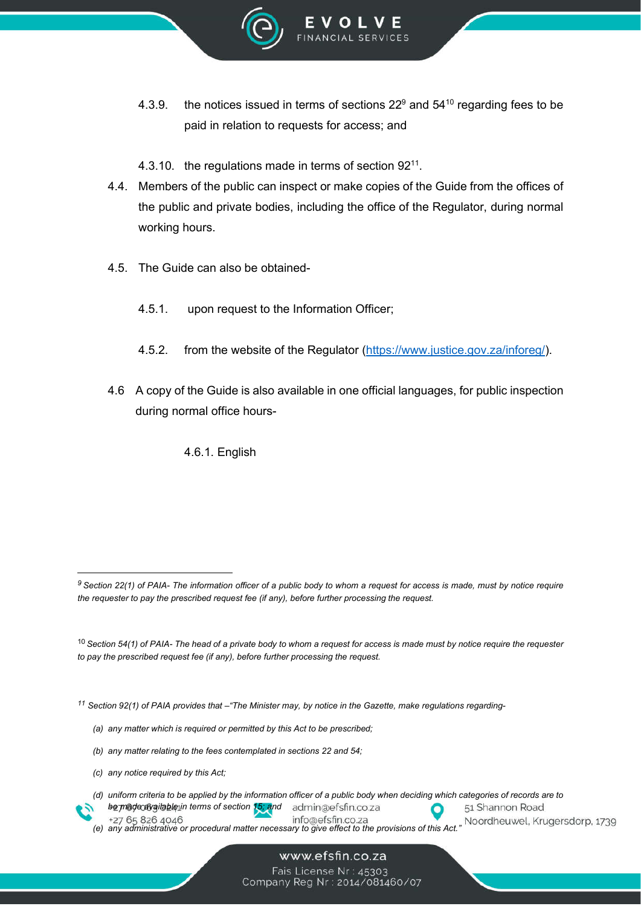4.3.9. the notices issued in terms of sections 22[9] and 54[10] regarding fees to be paid in relation to requests for access; and

4.3.10. the regulations made in terms of section 92[11].

4.4. Members of the public can inspect or make copies of the Guide from the offices of the public and private bodies, including the office of the Regulator, during normal working hours.

4.5. The Guide can also be obtained-

4.5.1. upon request to the Information Officer;

4.5.2. from the website of the Regulator (https://www.justice.gov.za/inforeg/).

4.6 A copy of the Guide is also available in one official languages, for public inspection during normal office hours-

4.6.1. English

---

[9] *Section 22(1) of PAIA- The information officer of a public body to whom a request for access is made, must by notice require the requester to pay the prescribed request fee (if any), before further processing the request.*

[10] *Section 54(1) of PAIA- The head of a private body to whom a request for access is made must by notice require the requester to pay the prescribed request fee (if any), before further processing the request.*

[11] *Section 92(1) of PAIA provides that –"The Minister may, by notice in the Gazette, make regulations regarding-*

*(a) any matter which is required or permitted by this Act to be prescribed;*

*(b) any matter relating to the fees contemplated in sections 22 and 54;*

*(c) any notice required by this Act;*

*(d) uniform criteria to be applied by the information officer of a public body when deciding which categories of records are to be made available in terms of section 15; and*

*(e) any administrative or procedural matter necessary to give effect to the provisions of this Act."*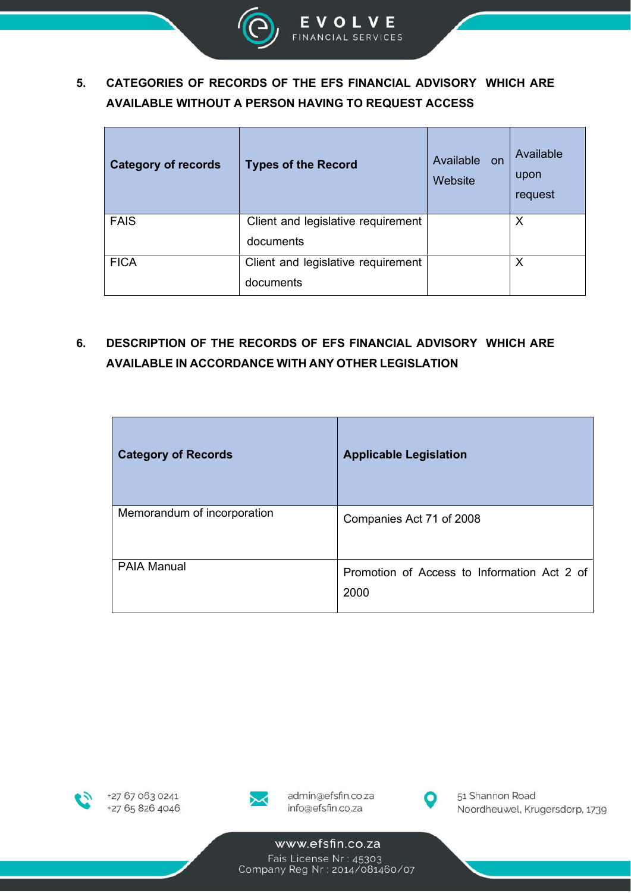## 5. CATEGORIES OF RECORDS OF THE EFS FINANCIAL ADVISORY WHICH ARE AVAILABLE WITHOUT A PERSON HAVING TO REQUEST ACCESS

| Category of records | Types of the Record | Available on Website | Available upon request |
|---|---|---|---|
| FAIS | Client and legislative requirement documents | | X |
| FICA | Client and legislative requirement documents | | X |

## 6. DESCRIPTION OF THE RECORDS OF EFS FINANCIAL ADVISORY WHICH ARE AVAILABLE IN ACCORDANCE WITH ANY OTHER LEGISLATION

| Category of Records | Applicable Legislation |
|---|---|
| Memorandum of incorporation | Companies Act 71 of 2008 |
| PAIA Manual | Promotion of Access to Information Act 2 of 2000 |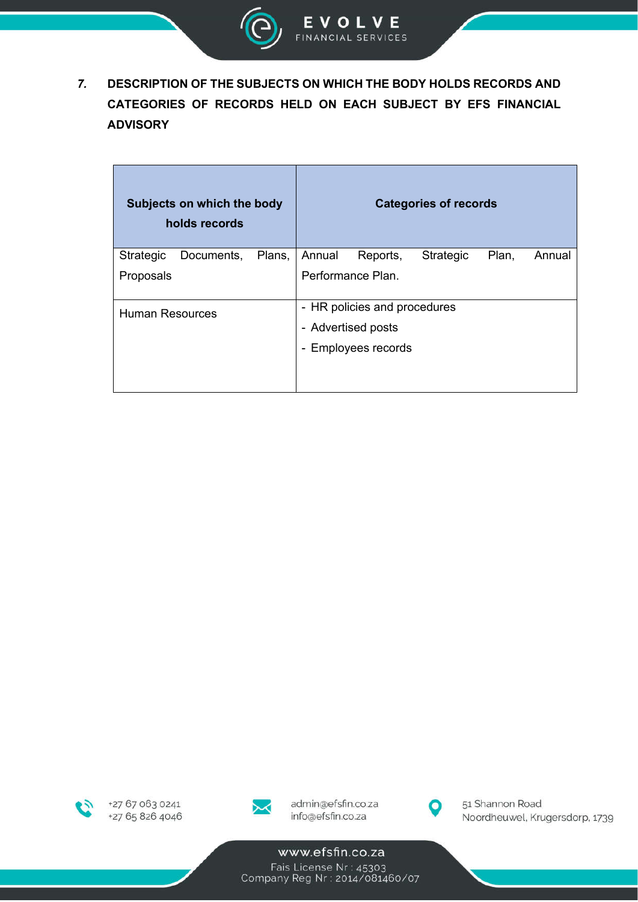## 7. DESCRIPTION OF THE SUBJECTS ON WHICH THE BODY HOLDS RECORDS AND CATEGORIES OF RECORDS HELD ON EACH SUBJECT BY EFS FINANCIAL ADVISORY

| Subjects on which the body holds records | Categories of records |
| --- | --- |
| Strategic Documents, Plans, Proposals | Annual Reports, Strategic Plan, Annual Performance Plan. |
| Human Resources | - HR policies and procedures<br>- Advertised posts<br>- Employees records |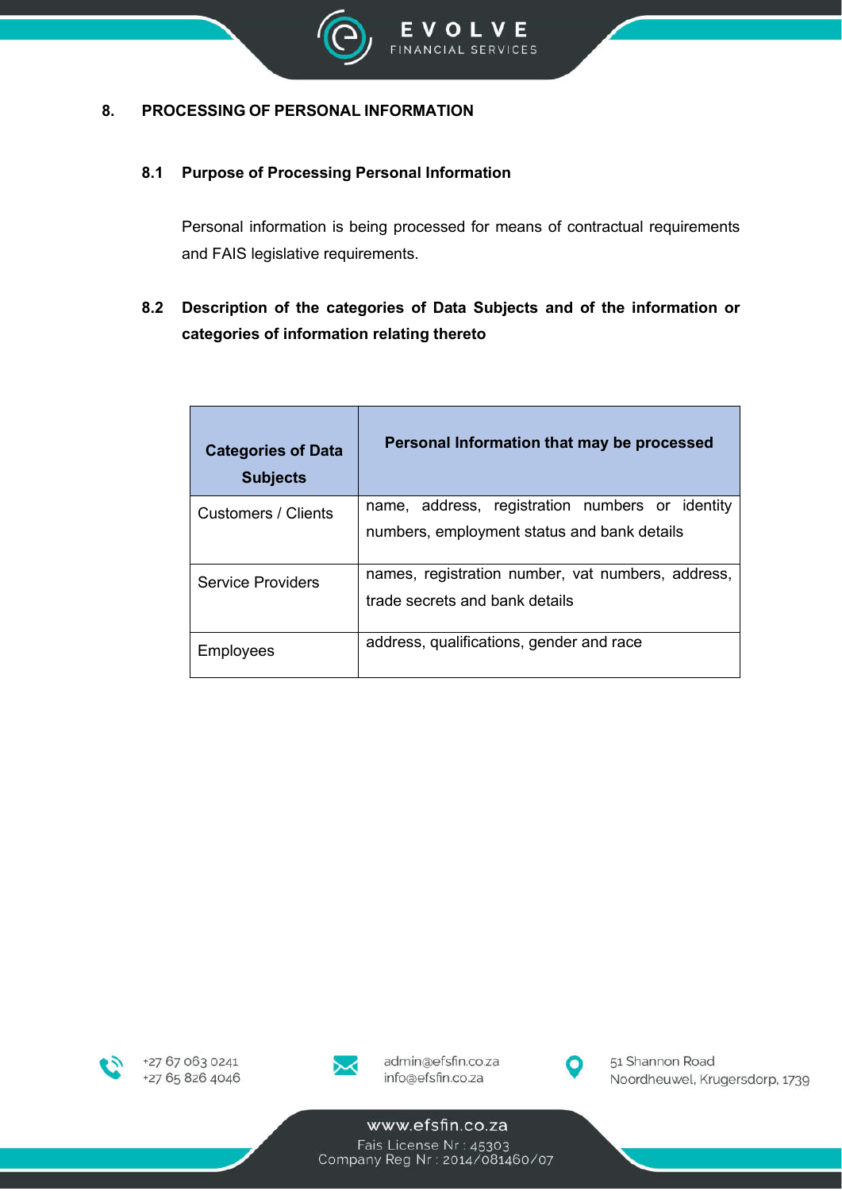## 8. PROCESSING OF PERSONAL INFORMATION

### 8.1 Purpose of Processing Personal Information

Personal information is being processed for means of contractual requirements and FAIS legislative requirements.

### 8.2 Description of the categories of Data Subjects and of the information or categories of information relating thereto

| Categories of Data Subjects | Personal Information that may be processed |
|---|---|
| Customers / Clients | name, address, registration numbers or identity numbers, employment status and bank details |
| Service Providers | names, registration number, vat numbers, address, trade secrets and bank details |
| Employees | address, qualifications, gender and race |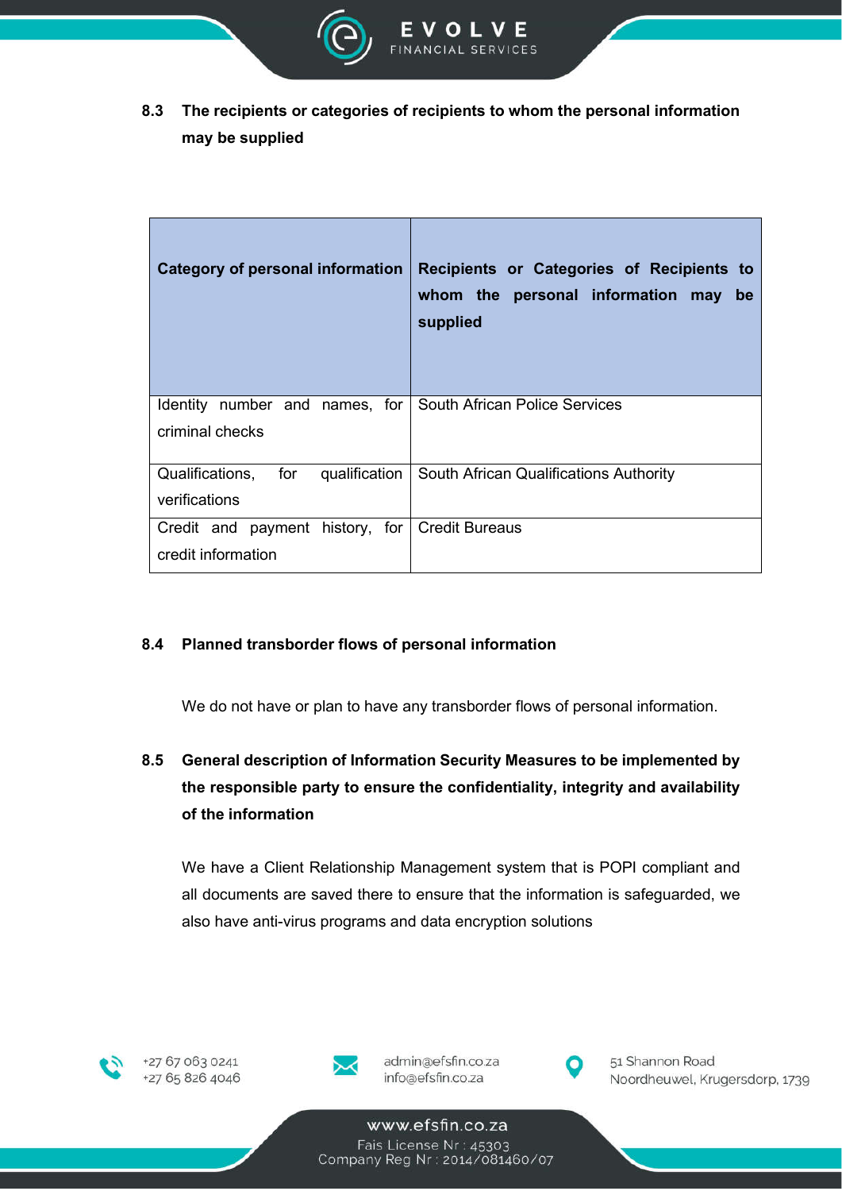### 8.3 The recipients or categories of recipients to whom the personal information may be supplied

| Category of personal information | Recipients or Categories of Recipients to whom the personal information may be supplied |
|---|---|
| Identity number and names, for criminal checks | South African Police Services |
| Qualifications, for qualification verifications | South African Qualifications Authority |
| Credit and payment history, for credit information | Credit Bureaus |

### 8.4 Planned transborder flows of personal information

We do not have or plan to have any transborder flows of personal information.

### 8.5 General description of Information Security Measures to be implemented by the responsible party to ensure the confidentiality, integrity and availability of the information

We have a Client Relationship Management system that is POPI compliant and all documents are saved there to ensure that the information is safeguarded, we also have anti-virus programs and data encryption solutions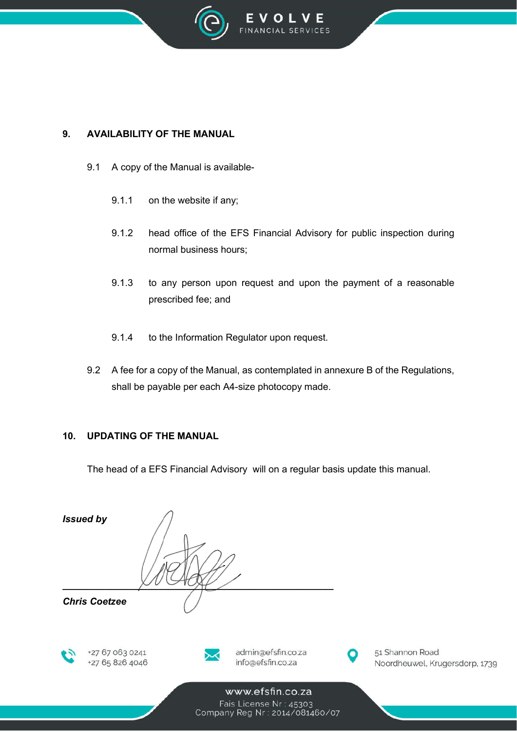## 9. AVAILABILITY OF THE MANUAL

9.1 A copy of the Manual is available-

9.1.1 on the website if any;

9.1.2 head office of the EFS Financial Advisory for public inspection during normal business hours;

9.1.3 to any person upon request and upon the payment of a reasonable prescribed fee; and

9.1.4 to the Information Regulator upon request.

9.2 A fee for a copy of the Manual, as contemplated in annexure B of the Regulations, shall be payable per each A4-size photocopy made.

## 10. UPDATING OF THE MANUAL

The head of a EFS Financial Advisory will on a regular basis update this manual.

***Issued by***

\_\_\_\_\_\_\_\_\_\_\_\_\_\_\_\_\_\_\_\_\_\_\_\_\_\_\_\_\_\_\_\_\_\_\_\_\_\_\_\_\_\_\_\_\_\_\_\_\_\_

***Chris Coetzee***